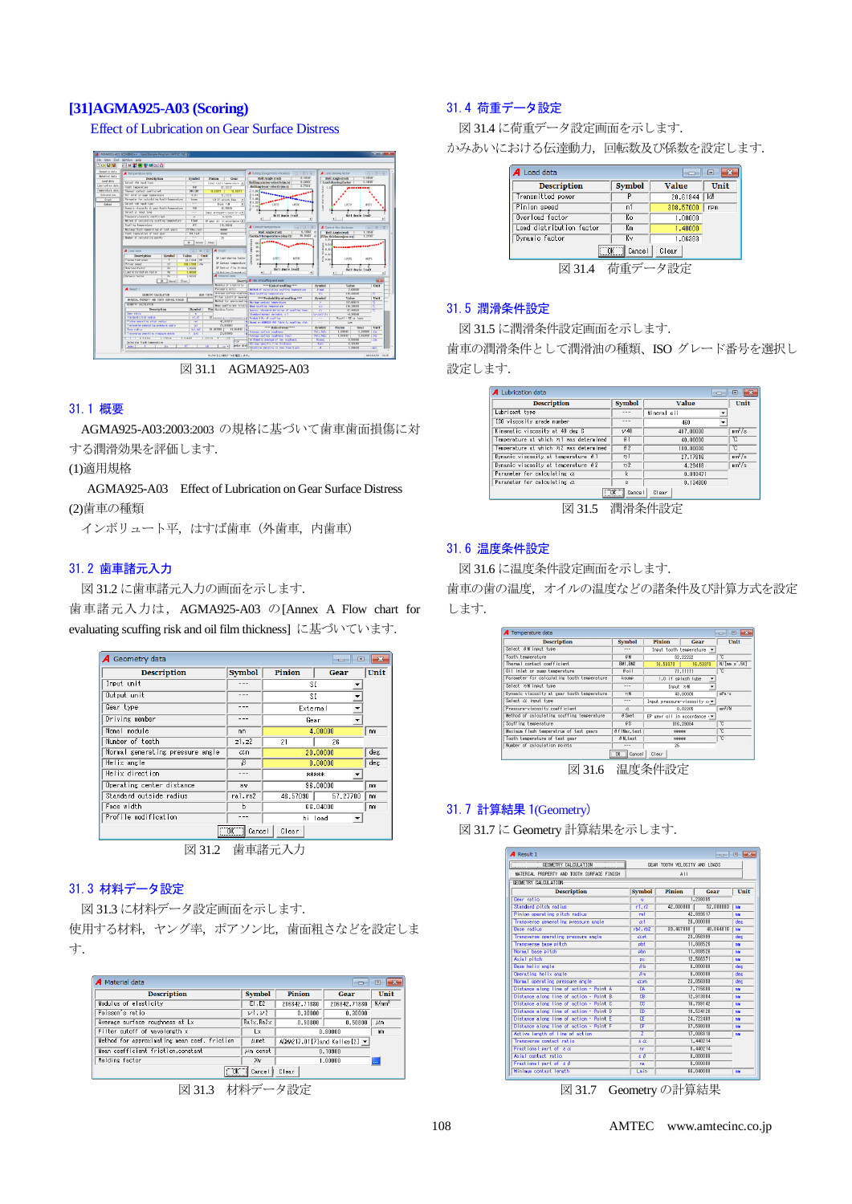# [31]AGMA925-A03 (Scoring)

Effect of Lubrication on Gear Surface Distress

図 31.1 AGMA925-A03

## 31. 1 概要

AGMA925-A03:2003:2003 の規格に基づいて歯車歯面損傷に対する潤滑効果を評価します.

(1)適用規格

AGMA925-A03 Effect of Lubrication on Gear Surface Distress

(2)歯車の種類

インボリュート平, はすば歯車（外歯車, 内歯車）

## 31. 2 歯車諸元入力

図 31.2 に歯車諸元入力の画面を示します.

歯車諸元入力は, AGMA925-A03 の[Annex A Flow chart for evaluating scuffing risk and oil film thickness] に基づいています.

| Description | Symbol | Pinion | Gear | Unit |
|---|---|---|---|---|
| Input unit | --- | SI | | |
| Output unit | --- | SI | | |
| Gear type | --- | External | | |
| Driving member | --- | Gear | | |
| Nomal module | mn | 4.00000 | | mm |
| Number of teeth | z1,z2 | 21 | 26 | |
| Normal generating pressure angle | αn | 20.00000 | | deg |
| Helix angle | β | 0.00000 | | deg |
| Helix direction | --- | ***** | | |
| Operating center distance | aw | 98.00000 | | mm |
| Standard outside radius | ra1,ra2 | 48.57090 | 57.27700 | mm |
| Face width | b | 6.04000 | | mm |
| Profile modification | --- | hi load | | |

図 31.2 歯車諸元入力

## 31. 3 材料データ設定

図 31.3 に材料データ設定画面を示します.

使用する材料, ヤング率, ポアソン比, 歯面粗さなどを設定します.

| Description | Symbol | Pinion | Gear | Unit |
|---|---|---|---|---|
| Modulus of elasticity | E1,E2 | 206842.71880 | 206842.71880 | N/mm² |
| Poisson's ratio | ν1,ν2 | 0.30000 | 0.30000 | |
| Average surface roughness at Lx | Ra1x,Ra2x | 0.50000 | 0.50000 | μm |
| Filter cutoff of wavelength x | Lx | 0.80000 | | mm |
| Method for approximating mean coef. friction | μmet | AGMA217.01[2]and Kelley[1] | | |
| Mean coefficient friction,constant | μm const | 0.10000 | | |
| Welding factor | Xw | 1.00000 | | |

図 31.3 材料データ設定

## 31. 4 荷重データ設定

図 31.4 に荷重データ設定画面を示します.

かみあいにおける伝達動力, 回転数及び係数を設定します.

| Description | Symbol | Value | Unit |
|---|---|---|---|
| Transmitted power | P | 20.61844 | kW |
| Pinion speed | n1 | 308.57000 | rpm |
| Overload factor | Ko | 1.00000 | |
| Load distribution factor | Km | 1.40000 | |
| Dynamic factor | Kv | 1.06388 | |

図 31.4 荷重データ設定

## 31. 5 潤滑条件設定

図 31.5 に潤滑条件設定画面を示します.

歯車の潤滑条件として潤滑油の種類、ISO グレード番号を選択し設定します.

| Description | Symbol | Value | Unit |
|---|---|---|---|
| Lubricant type | --- | Mineral oil | |
| ISO viscosity grade number | --- | 460 | |
| Kinematic viscosity at 40 deg C | ν40 | 417.00000 | mm²/s |
| Temperature at which ν1 was determined | θ1 | 40.00000 | ℃ |
| Temperature at which ν2 was determined | θ2 | 100.00000 | ℃ |
| Dynamic viscosity at temperature θ1 | ν1 | 27.17816 | mm²/s |
| Dynamic viscosity at temperature θ2 | ν2 | 4.29418 | mm²/s |
| Parameter for calculating α | k | 0.010421 | |
| Parameter for calculating α | s | 0.134800 | |

図 31.5 潤滑条件設定

## 31. 6 温度条件設定

図 31.6 に温度条件設定画面を示します.

歯車の歯の温度, オイルの温度などの諸条件及び計算方式を設定します.

図 31.6 温度条件設定

## 31. 7 計算結果 1(Geometry)

図 31.7 に Geometry 計算結果を示します.

図 31.7 Geometry の計算結果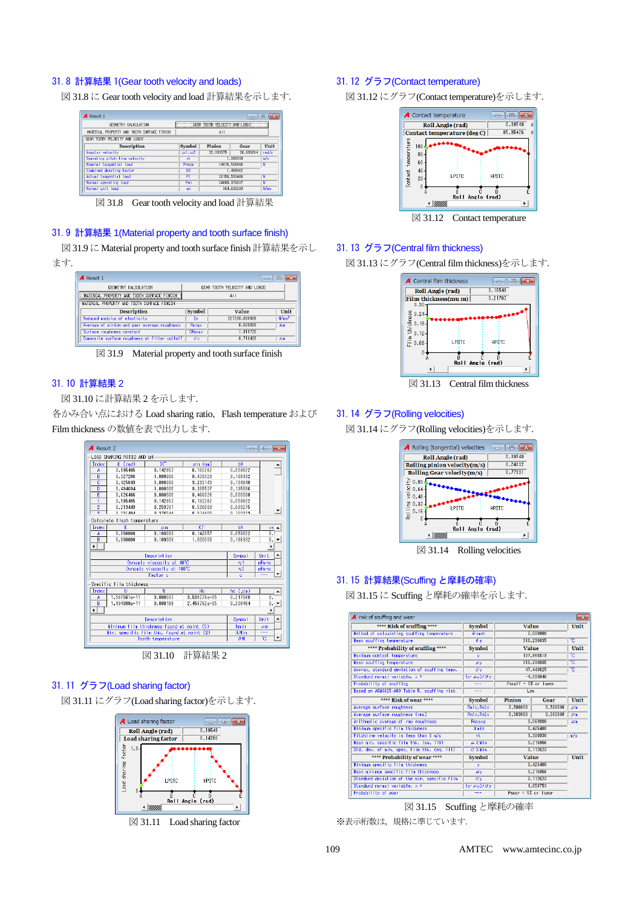## 31. 8 計算結果 1(Gear tooth velocity and loads)

図 31.8 に Gear tooth velocity and load 計算結果を示します.

図 31.8 Gear tooth velocity and load 計算結果

## 31. 9 計算結果 1(Material property and tooth surface finish)

図 31.9 に Material property and tooth surface finish 計算結果を示します.

図 31.9 Material property and tooth surface finish

## 31. 10 計算結果 2

図 31.10 に計算結果 2 を示します.

各かみ合い点における Load sharing ratio, Flash temperature および Film thickness の数値を表で出力します.

図 31.10 計算結果 2

## 31. 11 グラフ(Load sharing factor)

図 31.11 にグラフ(Load sharing factor)を示します.

図 31.11 Load sharing factor

## 31. 12 グラフ(Contact temperature)

図 31.12 にグラフ(Contact temperature)を示します.

図 31.12 Contact temperature

## 31. 13 グラフ(Central film thickness)

図 31.13 にグラフ(Central film thickness)を示します.

図 31.13 Central film thickness

## 31. 14 グラフ(Rolling velocities)

図 31.14 にグラフ(Rolling velocities)を示します.

図 31.14 Rolling velocities

## 31. 15 計算結果(Scuffing と摩耗の確率)

図 31.15 に Scuffing と摩耗の確率を示します.

図 31.15 Scuffing と摩耗の確率

※表示桁数は，規格に準じています.